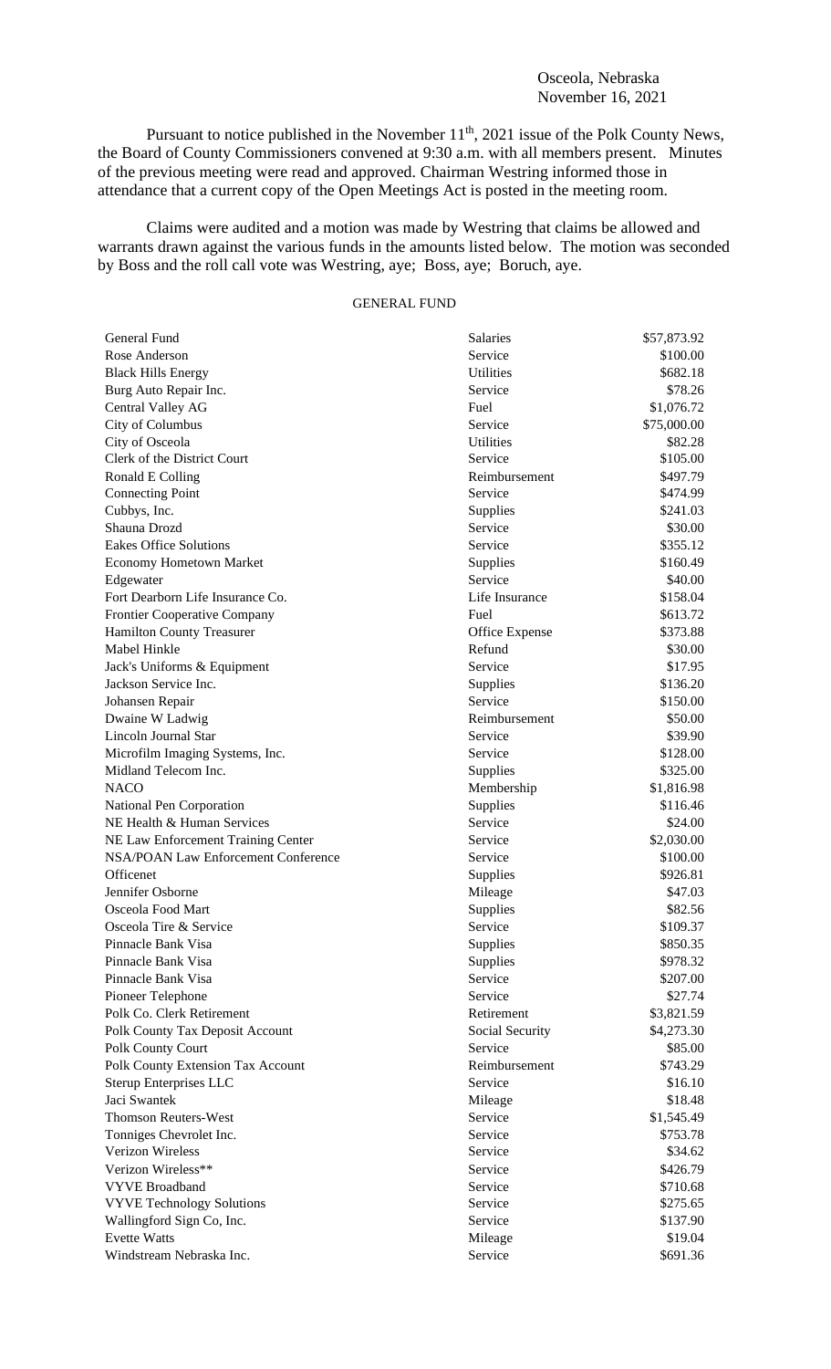Osceola, Nebraska
November 16, 2021

Pursuant to notice published in the November 11th, 2021 issue of the Polk County News, the Board of County Commissioners convened at 9:30 a.m. with all members present. Minutes of the previous meeting were read and approved. Chairman Westring informed those in attendance that a current copy of the Open Meetings Act is posted in the meeting room.

Claims were audited and a motion was made by Westring that claims be allowed and warrants drawn against the various funds in the amounts listed below. The motion was seconded by Boss and the roll call vote was Westring, aye; Boss, aye; Boruch, aye.

GENERAL FUND

| | | |
|---|---|---|
| General Fund | Salaries | $57,873.92 |
| Rose Anderson | Service | $100.00 |
| Black Hills Energy | Utilities | $682.18 |
| Burg Auto Repair Inc. | Service | $78.26 |
| Central Valley AG | Fuel | $1,076.72 |
| City of Columbus | Service | $75,000.00 |
| City of Osceola | Utilities | $82.28 |
| Clerk of the District Court | Service | $105.00 |
| Ronald E Colling | Reimbursement | $497.79 |
| Connecting Point | Service | $474.99 |
| Cubbys, Inc. | Supplies | $241.03 |
| Shauna Drozd | Service | $30.00 |
| Eakes Office Solutions | Service | $355.12 |
| Economy Hometown Market | Supplies | $160.49 |
| Edgewater | Service | $40.00 |
| Fort Dearborn Life Insurance Co. | Life Insurance | $158.04 |
| Frontier Cooperative Company | Fuel | $613.72 |
| Hamilton County Treasurer | Office Expense | $373.88 |
| Mabel Hinkle | Refund | $30.00 |
| Jack's Uniforms & Equipment | Service | $17.95 |
| Jackson Service Inc. | Supplies | $136.20 |
| Johansen Repair | Service | $150.00 |
| Dwaine W Ladwig | Reimbursement | $50.00 |
| Lincoln Journal Star | Service | $39.90 |
| Microfilm Imaging Systems, Inc. | Service | $128.00 |
| Midland Telecom Inc. | Supplies | $325.00 |
| NACO | Membership | $1,816.98 |
| National Pen Corporation | Supplies | $116.46 |
| NE Health & Human Services | Service | $24.00 |
| NE Law Enforcement Training Center | Service | $2,030.00 |
| NSA/POAN Law Enforcement Conference | Service | $100.00 |
| Officenet | Supplies | $926.81 |
| Jennifer Osborne | Mileage | $47.03 |
| Osceola Food Mart | Supplies | $82.56 |
| Osceola Tire & Service | Service | $109.37 |
| Pinnacle Bank Visa | Supplies | $850.35 |
| Pinnacle Bank Visa | Supplies | $978.32 |
| Pinnacle Bank Visa | Service | $207.00 |
| Pioneer Telephone | Service | $27.74 |
| Polk Co. Clerk Retirement | Retirement | $3,821.59 |
| Polk County Tax Deposit Account | Social Security | $4,273.30 |
| Polk County Court | Service | $85.00 |
| Polk County Extension Tax Account | Reimbursement | $743.29 |
| Sterup Enterprises LLC | Service | $16.10 |
| Jaci Swantek | Mileage | $18.48 |
| Thomson Reuters-West | Service | $1,545.49 |
| Tonniges Chevrolet Inc. | Service | $753.78 |
| Verizon Wireless | Service | $34.62 |
| Verizon Wireless** | Service | $426.79 |
| VYVE Broadband | Service | $710.68 |
| VYVE Technology Solutions | Service | $275.65 |
| Wallingford Sign Co, Inc. | Service | $137.90 |
| Evette Watts | Mileage | $19.04 |
| Windstream Nebraska Inc. | Service | $691.36 |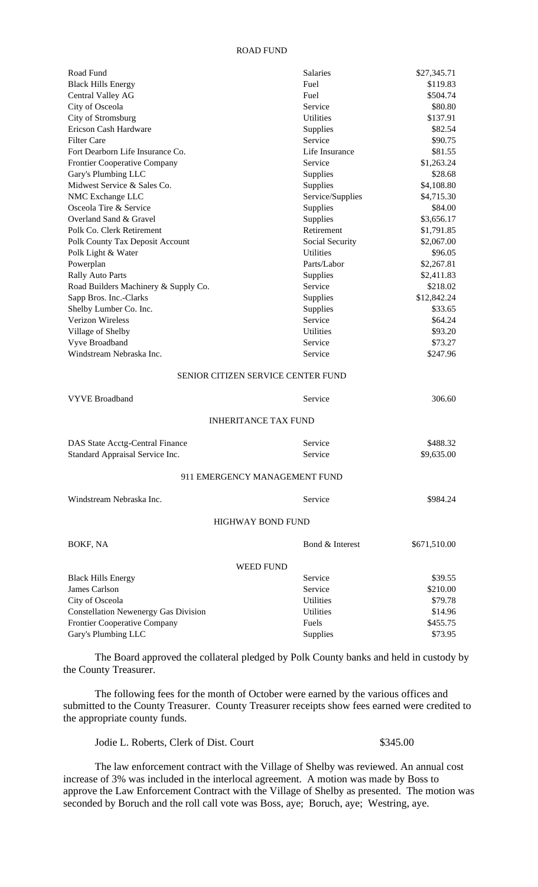ROAD FUND

| | | |
|---|---|---|
| Road Fund | Salaries | $27,345.71 |
| Black Hills Energy | Fuel | $119.83 |
| Central Valley AG | Fuel | $504.74 |
| City of Osceola | Service | $80.80 |
| City of Stromsburg | Utilities | $137.91 |
| Ericson Cash Hardware | Supplies | $82.54 |
| Filter Care | Service | $90.75 |
| Fort Dearborn Life Insurance Co. | Life Insurance | $81.55 |
| Frontier Cooperative Company | Service | $1,263.24 |
| Gary's Plumbing LLC | Supplies | $28.68 |
| Midwest Service & Sales Co. | Supplies | $4,108.80 |
| NMC Exchange LLC | Service/Supplies | $4,715.30 |
| Osceola Tire & Service | Supplies | $84.00 |
| Overland Sand & Gravel | Supplies | $3,656.17 |
| Polk Co. Clerk Retirement | Retirement | $1,791.85 |
| Polk County Tax Deposit Account | Social Security | $2,067.00 |
| Polk Light & Water | Utilities | $96.05 |
| Powerplan | Parts/Labor | $2,267.81 |
| Rally Auto Parts | Supplies | $2,411.83 |
| Road Builders Machinery & Supply Co. | Service | $218.02 |
| Sapp Bros. Inc.-Clarks | Supplies | $12,842.24 |
| Shelby Lumber Co. Inc. | Supplies | $33.65 |
| Verizon Wireless | Service | $64.24 |
| Village of Shelby | Utilities | $93.20 |
| Vyve Broadband | Service | $73.27 |
| Windstream Nebraska Inc. | Service | $247.96 |

SENIOR CITIZEN SERVICE CENTER FUND

| | | |
|---|---|---|
| VYVE Broadband | Service | 306.60 |

INHERITANCE TAX FUND

| | | |
|---|---|---|
| DAS State Acctg-Central Finance | Service | $488.32 |
| Standard Appraisal Service Inc. | Service | $9,635.00 |

911 EMERGENCY MANAGEMENT FUND

| | | |
|---|---|---|
| Windstream Nebraska Inc. | Service | $984.24 |

HIGHWAY BOND FUND

| | | |
|---|---|---|
| BOKF, NA | Bond & Interest | $671,510.00 |

WEED FUND

| | | |
|---|---|---|
| Black Hills Energy | Service | $39.55 |
| James Carlson | Service | $210.00 |
| City of Osceola | Utilities | $79.78 |
| Constellation Newenergy Gas Division | Utilities | $14.96 |
| Frontier Cooperative Company | Fuels | $455.75 |
| Gary's Plumbing LLC | Supplies | $73.95 |

The Board approved the collateral pledged by Polk County banks and held in custody by the County Treasurer.

The following fees for the month of October were earned by the various offices and submitted to the County Treasurer. County Treasurer receipts show fees earned were credited to the appropriate county funds.

Jodie L. Roberts, Clerk of Dist. Court $345.00

The law enforcement contract with the Village of Shelby was reviewed. An annual cost increase of 3% was included in the interlocal agreement. A motion was made by Boss to approve the Law Enforcement Contract with the Village of Shelby as presented. The motion was seconded by Boruch and the roll call vote was Boss, aye; Boruch, aye; Westring, aye.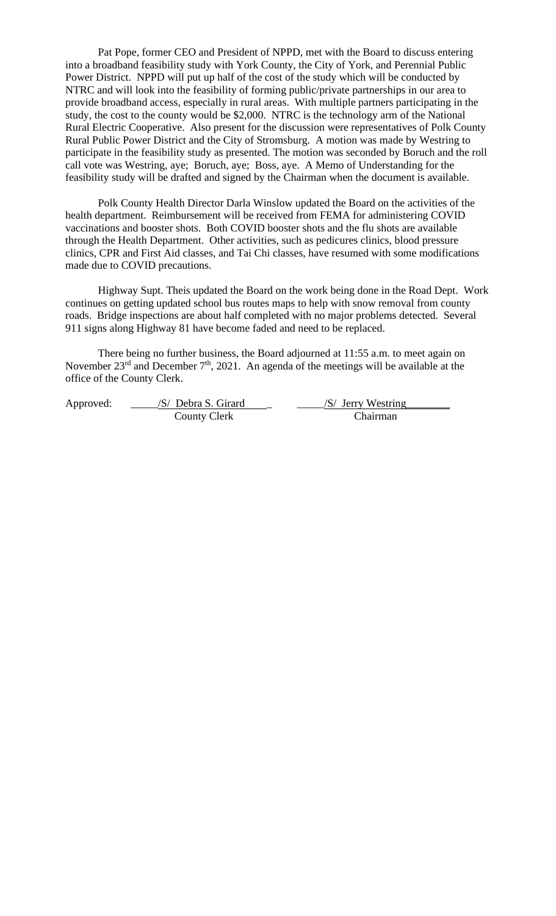Pat Pope, former CEO and President of NPPD, met with the Board to discuss entering into a broadband feasibility study with York County, the City of York, and Perennial Public Power District. NPPD will put up half of the cost of the study which will be conducted by NTRC and will look into the feasibility of forming public/private partnerships in our area to provide broadband access, especially in rural areas. With multiple partners participating in the study, the cost to the county would be $2,000. NTRC is the technology arm of the National Rural Electric Cooperative. Also present for the discussion were representatives of Polk County Rural Public Power District and the City of Stromsburg. A motion was made by Westring to participate in the feasibility study as presented. The motion was seconded by Boruch and the roll call vote was Westring, aye; Boruch, aye; Boss, aye. A Memo of Understanding for the feasibility study will be drafted and signed by the Chairman when the document is available.

Polk County Health Director Darla Winslow updated the Board on the activities of the health department. Reimbursement will be received from FEMA for administering COVID vaccinations and booster shots. Both COVID booster shots and the flu shots are available through the Health Department. Other activities, such as pedicures clinics, blood pressure clinics, CPR and First Aid classes, and Tai Chi classes, have resumed with some modifications made due to COVID precautions.

Highway Supt. Theis updated the Board on the work being done in the Road Dept. Work continues on getting updated school bus routes maps to help with snow removal from county roads. Bridge inspections are about half completed with no major problems detected. Several 911 signs along Highway 81 have become faded and need to be replaced.

There being no further business, the Board adjourned at 11:55 a.m. to meet again on November 23rd and December 7th, 2021. An agenda of the meetings will be available at the office of the County Clerk.

Approved: /S/ Debra S. Girard — County Clerk

/S/ Jerry Westring — Chairman